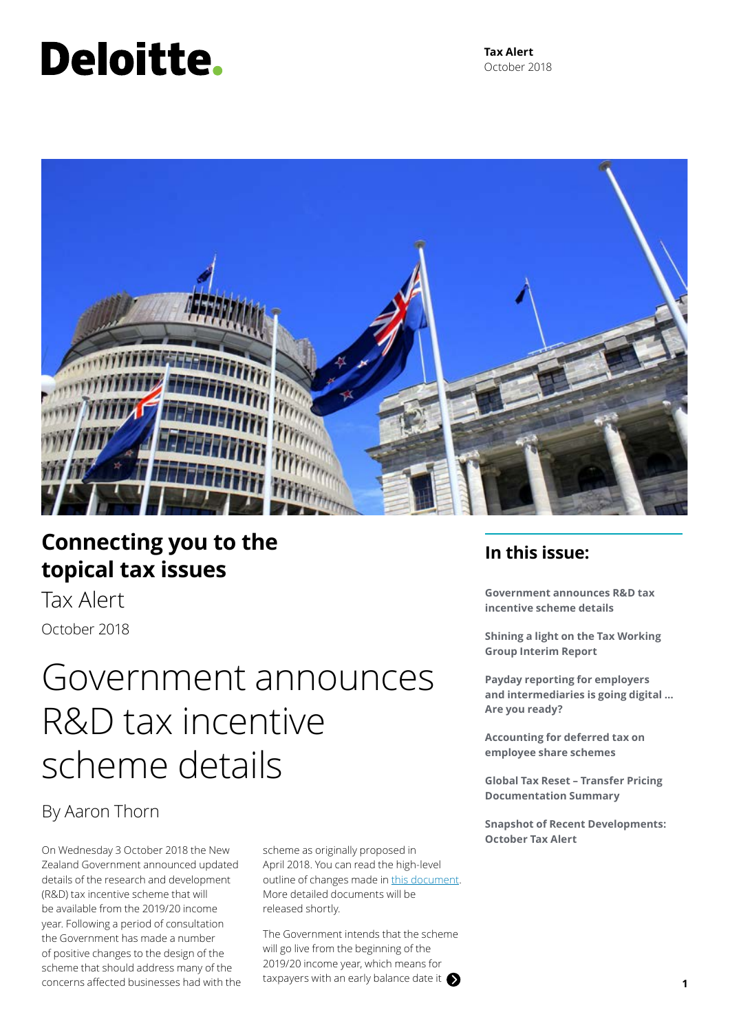Deloitte.

**Tax Alert**
October 2018

# Connecting you to the topical tax issues

Tax Alert

October 2018

## In this issue:

**Government announces R&D tax incentive scheme details**

**Shining a light on the Tax Working Group Interim Report**

**Payday reporting for employers and intermediaries is going digital ... Are you ready?**

**Accounting for deferred tax on employee share schemes**

**Global Tax Reset – Transfer Pricing Documentation Summary**

**Snapshot of Recent Developments: October Tax Alert**

# Government announces R&D tax incentive scheme details

By Aaron Thorn

On Wednesday 3 October 2018 the New Zealand Government announced updated details of the research and development (R&D) tax incentive scheme that will be available from the 2019/20 income year. Following a period of consultation the Government has made a number of positive changes to the design of the scheme that should address many of the concerns affected businesses had with the scheme as originally proposed in April 2018. You can read the high-level outline of changes made in [this document](). More detailed documents will be released shortly.

The Government intends that the scheme will go live from the beginning of the 2019/20 income year, which means for taxpayers with an early balance date it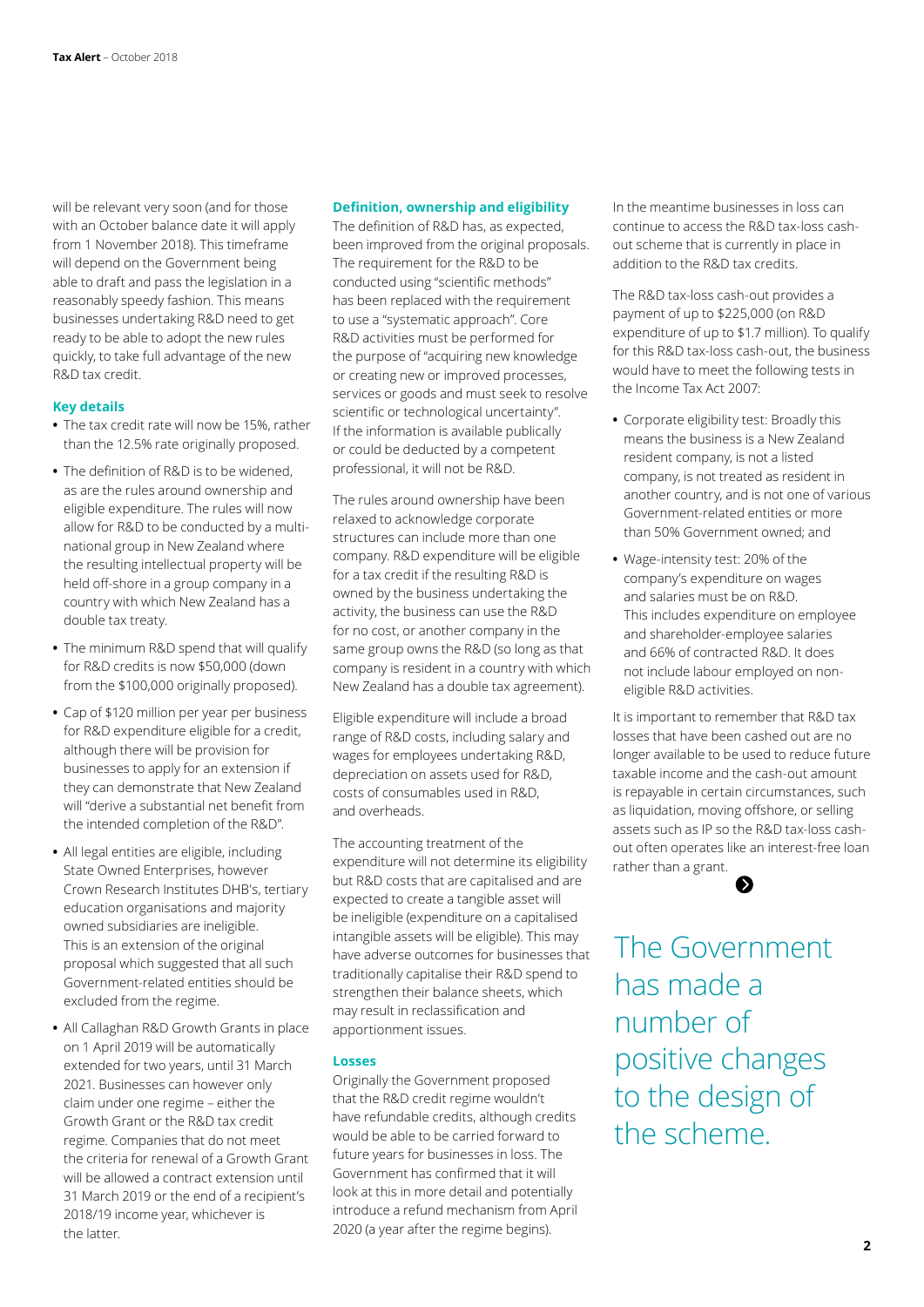will be relevant very soon (and for those with an October balance date it will apply from 1 November 2018). This timeframe will depend on the Government being able to draft and pass the legislation in a reasonably speedy fashion. This means businesses undertaking R&D need to get ready to be able to adopt the new rules quickly, to take full advantage of the new R&D tax credit.

### Key details

- The tax credit rate will now be 15%, rather than the 12.5% rate originally proposed.
- The definition of R&D is to be widened, as are the rules around ownership and eligible expenditure. The rules will now allow for R&D to be conducted by a multi-national group in New Zealand where the resulting intellectual property will be held off-shore in a group company in a country with which New Zealand has a double tax treaty.
- The minimum R&D spend that will qualify for R&D credits is now $50,000 (down from the $100,000 originally proposed).
- Cap of $120 million per year per business for R&D expenditure eligible for a credit, although there will be provision for businesses to apply for an extension if they can demonstrate that New Zealand will "derive a substantial net benefit from the intended completion of the R&D".
- All legal entities are eligible, including State Owned Enterprises, however Crown Research Institutes DHB's, tertiary education organisations and majority owned subsidiaries are ineligible. This is an extension of the original proposal which suggested that all such Government-related entities should be excluded from the regime.
- All Callaghan R&D Growth Grants in place on 1 April 2019 will be automatically extended for two years, until 31 March 2021. Businesses can however only claim under one regime – either the Growth Grant or the R&D tax credit regime. Companies that do not meet the criteria for renewal of a Growth Grant will be allowed a contract extension until 31 March 2019 or the end of a recipient's 2018/19 income year, whichever is the latter.

### Definition, ownership and eligibility

The definition of R&D has, as expected, been improved from the original proposals. The requirement for the R&D to be conducted using "scientific methods" has been replaced with the requirement to use a "systematic approach". Core R&D activities must be performed for the purpose of "acquiring new knowledge or creating new or improved processes, services or goods and must seek to resolve scientific or technological uncertainty". If the information is available publicly or could be deducted by a competent professional, it will not be R&D.

The rules around ownership have been relaxed to acknowledge corporate structures can include more than one company. R&D expenditure will be eligible for a tax credit if the resulting R&D is owned by the business undertaking the activity, the business can use the R&D for no cost, or another company in the same group owns the R&D (so long as that company is resident in a country with which New Zealand has a double tax agreement).

Eligible expenditure will include a broad range of R&D costs, including salary and wages for employees undertaking R&D, depreciation on assets used for R&D, costs of consumables used in R&D, and overheads.

The accounting treatment of the expenditure will not determine its eligibility but R&D costs that are capitalised and are expected to create a tangible asset will be ineligible (expenditure on a capitalised intangible assets will be eligible). This may have adverse outcomes for businesses that traditionally capitalise their R&D spend to strengthen their balance sheets, which may result in reclassification and apportionment issues.

### Losses

Originally the Government proposed that the R&D credit regime wouldn't have refundable credits, although credits would be able to be carried forward to future years for businesses in loss. The Government has confirmed that it will look at this in more detail and potentially introduce a refund mechanism from April 2020 (a year after the regime begins).

In the meantime businesses in loss can continue to access the R&D tax-loss cash-out scheme that is currently in place in addition to the R&D tax credits.

The R&D tax-loss cash-out provides a payment of up to $225,000 (on R&D expenditure of up to $1.7 million). To qualify for this R&D tax-loss cash-out, the business would have to meet the following tests in the Income Tax Act 2007:

- Corporate eligibility test: Broadly this means the business is a New Zealand resident company, is not a listed company, is not treated as resident in another country, and is not one of various Government-related entities or more than 50% Government owned; and
- Wage-intensity test: 20% of the company's expenditure on wages and salaries must be on R&D. This includes expenditure on employee and shareholder-employee salaries and 66% of contracted R&D. It does not include labour employed on non-eligible R&D activities.

It is important to remember that R&D tax losses that have been cashed out are no longer available to be used to reduce future taxable income and the cash-out amount is repayable in certain circumstances, such as liquidation, moving offshore, or selling assets such as IP so the R&D tax-loss cash-out often operates like an interest-free loan rather than a grant.

> The Government has made a number of positive changes to the design of the scheme.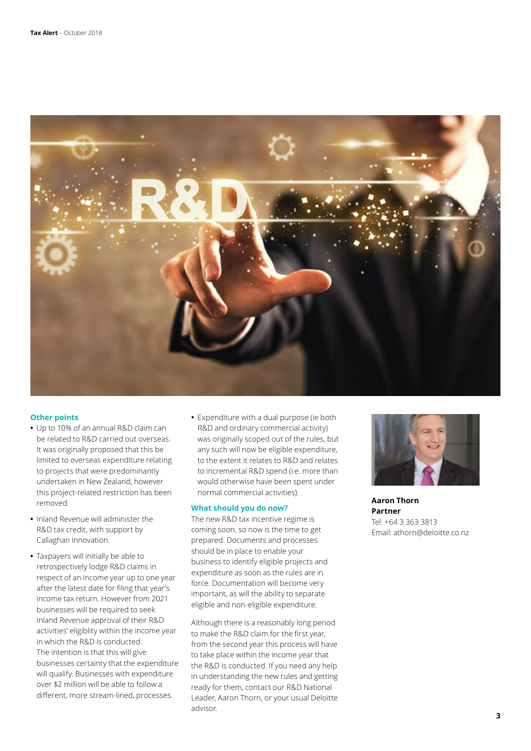## Other points

- Up to 10% of an annual R&D claim can be related to R&D carried out overseas. It was originally proposed that this be limited to overseas expenditure relating to projects that were predominantly undertaken in New Zealand, however this project-related restriction has been removed.
- Inland Revenue will administer the R&D tax credit, with support by Callaghan Innovation.
- Taxpayers will initially be able to retrospectively lodge R&D claims in respect of an income year up to one year after the latest date for filing that year's income tax return. However from 2021 businesses will be required to seek Inland Revenue approval of their R&D activities' eligiblity within the income year in which the R&D is conducted. The intention is that this will give businesses certainty that the expenditure will qualify. Businesses with expenditure over $2 million will be able to follow a different, more stream-lined, processes.
- Expenditure with a dual purpose (ie both R&D and ordinary commercial activity) was originally scoped out of the rules, but any such will now be eligible expenditure, to the extent it relates to R&D and relates to incremental R&D spend (i.e. more than would otherwise have been spent under normal commercial activities).

## What should you do now?

The new R&D tax incentive regime is coming soon, so now is the time to get prepared. Documents and processes should be in place to enable your business to identify eligible projects and expenditure as soon as the rules are in force. Documentation will become very important, as will the ability to separate eligible and non-eligible expenditure.

Although there is a reasonably long period to make the R&D claim for the first year, from the second year this process will have to take place within the income year that the R&D is conducted. If you need any help in understanding the new rules and getting ready for them, contact our R&D National Leader, Aaron Thorn, or your usual Deloitte advisor.

**Aaron Thorn**
**Partner**
Tel: +64 3 363 3813
Email: athorn@deloitte.co.nz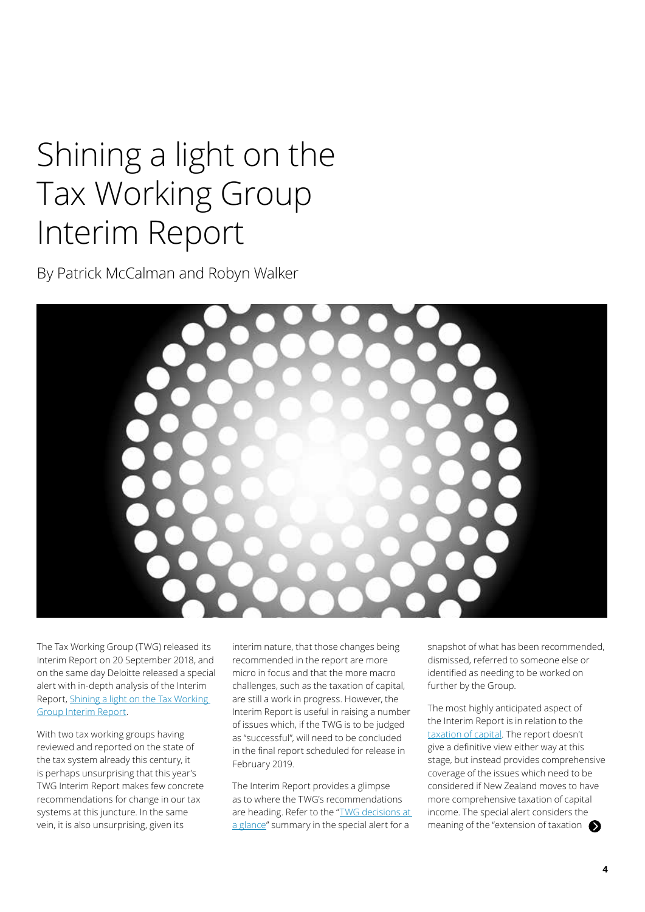# Shining a light on the Tax Working Group Interim Report

By Patrick McCalman and Robyn Walker

The Tax Working Group (TWG) released its Interim Report on 20 September 2018, and on the same day Deloitte released a special alert with in-depth analysis of the Interim Report, Shining a light on the Tax Working Group Interim Report.

With two tax working groups having reviewed and reported on the state of the tax system already this century, it is perhaps unsurprising that this year's TWG Interim Report makes few concrete recommendations for change in our tax systems at this juncture. In the same vein, it is also unsurprising, given its interim nature, that those changes being recommended in the report are more micro in focus and that the more macro challenges, such as the taxation of capital, are still a work in progress. However, the Interim Report is useful in raising a number of issues which, if the TWG is to be judged as "successful", will need to be concluded in the final report scheduled for release in February 2019.

The Interim Report provides a glimpse as to where the TWG's recommendations are heading. Refer to the "TWG decisions at a glance" summary in the special alert for a snapshot of what has been recommended, dismissed, referred to someone else or identified as needing to be worked on further by the Group.

The most highly anticipated aspect of the Interim Report is in relation to the taxation of capital. The report doesn't give a definitive view either way at this stage, but instead provides comprehensive coverage of the issues which need to be considered if New Zealand moves to have more comprehensive taxation of capital income. The special alert considers the meaning of the "extension of taxation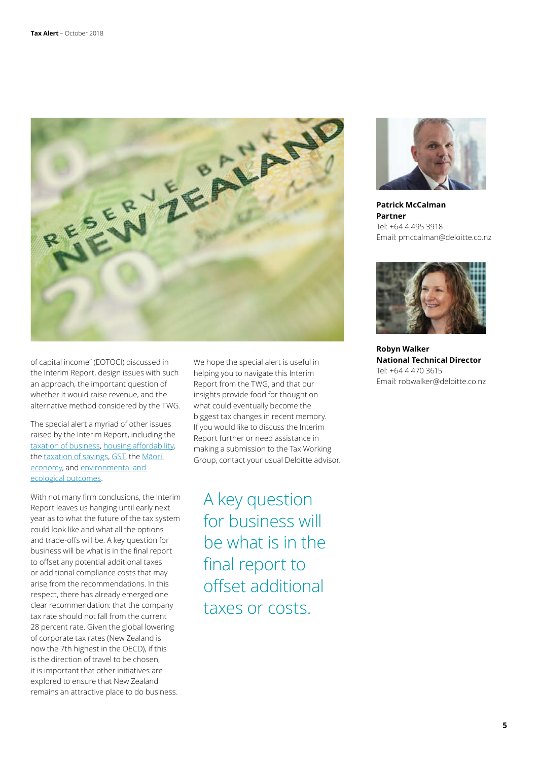of capital income" (EOTOCI) discussed in the Interim Report, design issues with such an approach, the important question of whether it would raise revenue, and the alternative method considered by the TWG.

The special alert a myriad of other issues raised by the Interim Report, including the taxation of business, housing affordability, the taxation of savings, GST, the Māori economy, and environmental and ecological outcomes.

With not many firm conclusions, the Interim Report leaves us hanging until early next year as to what the future of the tax system could look like and what all the options and trade-offs will be. A key question for business will be what is in the final report to offset any potential additional taxes or additional compliance costs that may arise from the recommendations. In this respect, there has already emerged one clear recommendation: that the company tax rate should not fall from the current 28 percent rate. Given the global lowering of corporate tax rates (New Zealand is now the 7th highest in the OECD), if this is the direction of travel to be chosen, it is important that other initiatives are explored to ensure that New Zealand remains an attractive place to do business.

We hope the special alert is useful in helping you to navigate this Interim Report from the TWG, and that our insights provide food for thought on what could eventually become the biggest tax changes in recent memory. If you would like to discuss the Interim Report further or need assistance in making a submission to the Tax Working Group, contact your usual Deloitte advisor.

> A key question for business will be what is in the final report to offset additional taxes or costs.

**Patrick McCalman**
**Partner**
Tel: +64 4 495 3918
Email: pmccalman@deloitte.co.nz

**Robyn Walker**
**National Technical Director**
Tel: +64 4 470 3615
Email: robwalker@deloitte.co.nz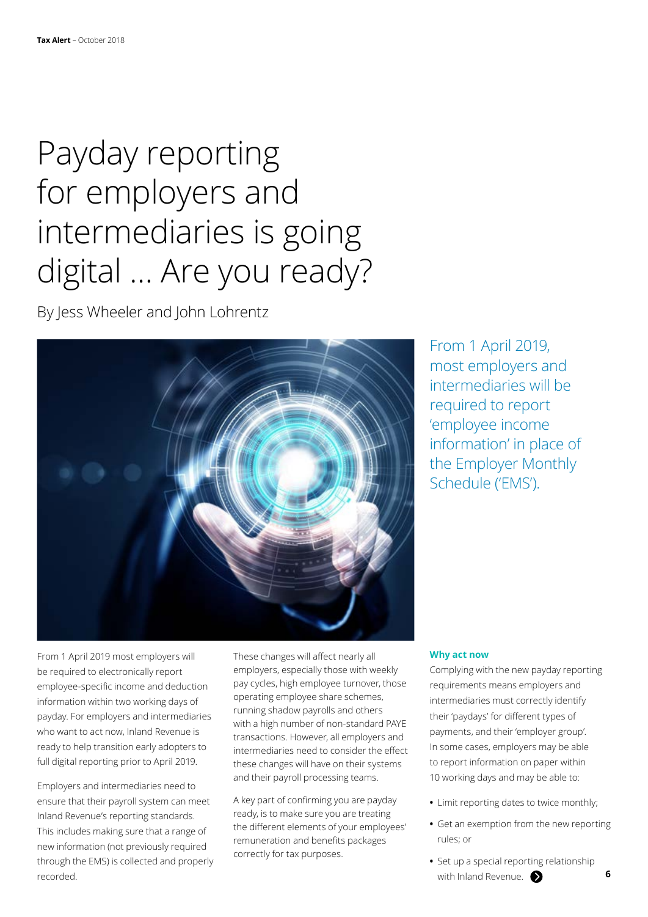# Payday reporting for employers and intermediaries is going digital ... Are you ready?

By Jess Wheeler and John Lohrentz

From 1 April 2019, most employers and intermediaries will be required to report 'employee income information' in place of the Employer Monthly Schedule ('EMS').

From 1 April 2019 most employers will be required to electronically report employee-specific income and deduction information within two working days of payday. For employers and intermediaries who want to act now, Inland Revenue is ready to help transition early adopters to full digital reporting prior to April 2019.

Employers and intermediaries need to ensure that their payroll system can meet Inland Revenue's reporting standards. This includes making sure that a range of new information (not previously required through the EMS) is collected and properly recorded.

These changes will affect nearly all employers, especially those with weekly pay cycles, high employee turnover, those operating employee share schemes, running shadow payrolls and others with a high number of non-standard PAYE transactions. However, all employers and intermediaries need to consider the effect these changes will have on their systems and their payroll processing teams.

A key part of confirming you are payday ready, is to make sure you are treating the different elements of your employees' remuneration and benefits packages correctly for tax purposes.

### Why act now

Complying with the new payday reporting requirements means employers and intermediaries must correctly identify their 'paydays' for different types of payments, and their 'employer group'. In some cases, employers may be able to report information on paper within 10 working days and may be able to:

- Limit reporting dates to twice monthly;
- Get an exemption from the new reporting rules; or
- Set up a special reporting relationship with Inland Revenue.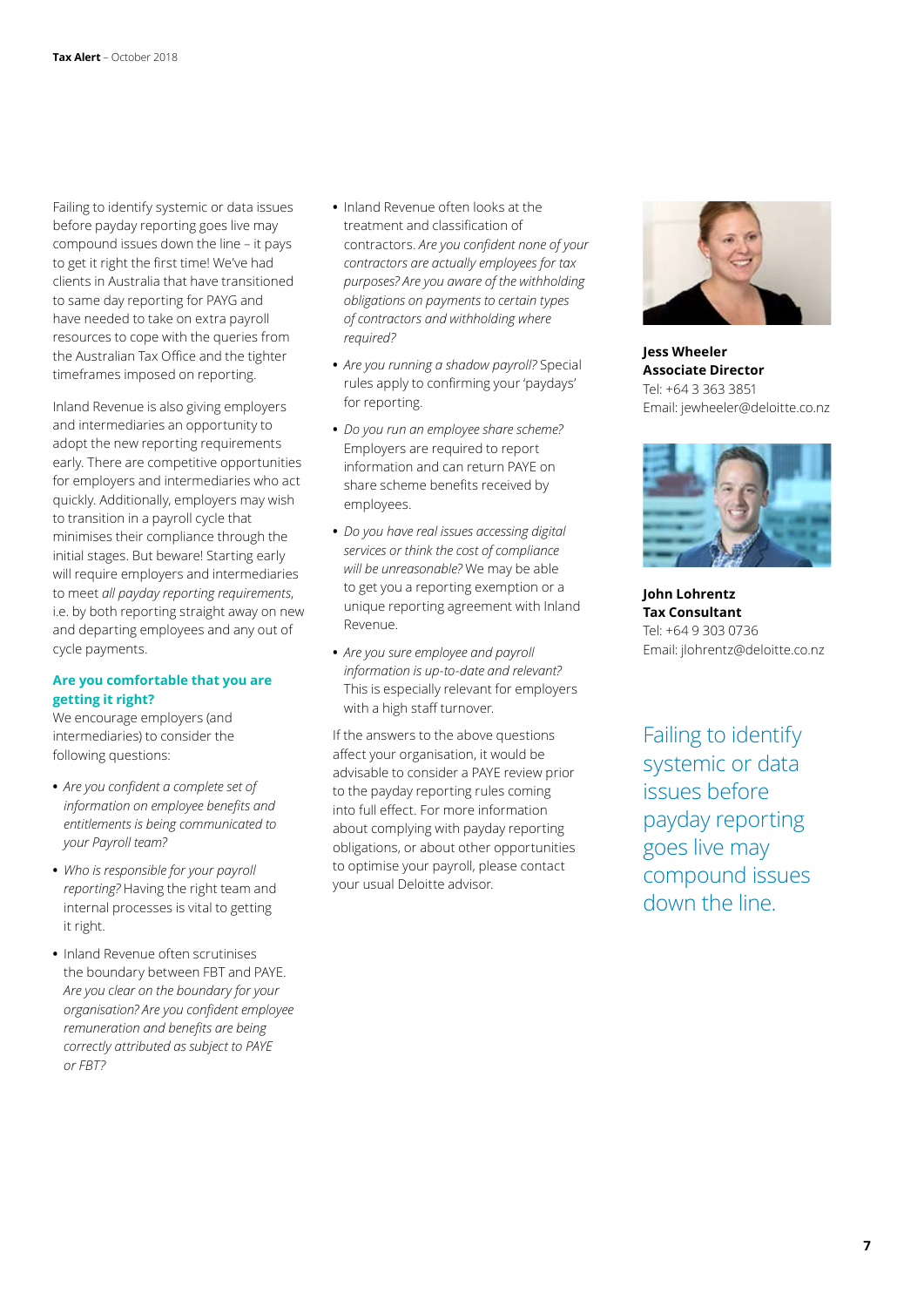Failing to identify systemic or data issues before payday reporting goes live may compound issues down the line – it pays to get it right the first time! We've had clients in Australia that have transitioned to same day reporting for PAYG and have needed to take on extra payroll resources to cope with the queries from the Australian Tax Office and the tighter timeframes imposed on reporting.

Inland Revenue is also giving employers and intermediaries an opportunity to adopt the new reporting requirements early. There are competitive opportunities for employers and intermediaries who act quickly. Additionally, employers may wish to transition in a payroll cycle that minimises their compliance through the initial stages. But beware! Starting early will require employers and intermediaries to meet *all payday reporting requirements*, i.e. by both reporting straight away on new and departing employees and any out of cycle payments.

### Are you comfortable that you are getting it right?

We encourage employers (and intermediaries) to consider the following questions:

- *Are you confident a complete set of information on employee benefits and entitlements is being communicated to your Payroll team?*
- *Who is responsible for your payroll reporting?* Having the right team and internal processes is vital to getting it right.
- Inland Revenue often scrutinises the boundary between FBT and PAYE. *Are you clear on the boundary for your organisation? Are you confident employee remuneration and benefits are being correctly attributed as subject to PAYE or FBT?*
- Inland Revenue often looks at the treatment and classification of contractors. *Are you confident none of your contractors are actually employees for tax purposes? Are you aware of the withholding obligations on payments to certain types of contractors and withholding where required?*
- *Are you running a shadow payroll?* Special rules apply to confirming your 'paydays' for reporting.
- *Do you run an employee share scheme?* Employers are required to report information and can return PAYE on share scheme benefits received by employees.
- *Do you have real issues accessing digital services or think the cost of compliance will be unreasonable?* We may be able to get you a reporting exemption or a unique reporting agreement with Inland Revenue.
- *Are you sure employee and payroll information is up-to-date and relevant?* This is especially relevant for employers with a high staff turnover.

If the answers to the above questions affect your organisation, it would be advisable to consider a PAYE review prior to the payday reporting rules coming into full effect. For more information about complying with payday reporting obligations, or about other opportunities to optimise your payroll, please contact your usual Deloitte advisor.

**Jess Wheeler**
**Associate Director**
Tel: +64 3 363 3851
Email: jewheeler@deloitte.co.nz

**John Lohrentz**
**Tax Consultant**
Tel: +64 9 303 0736
Email: jlohrentz@deloitte.co.nz

Failing to identify systemic or data issues before payday reporting goes live may compound issues down the line.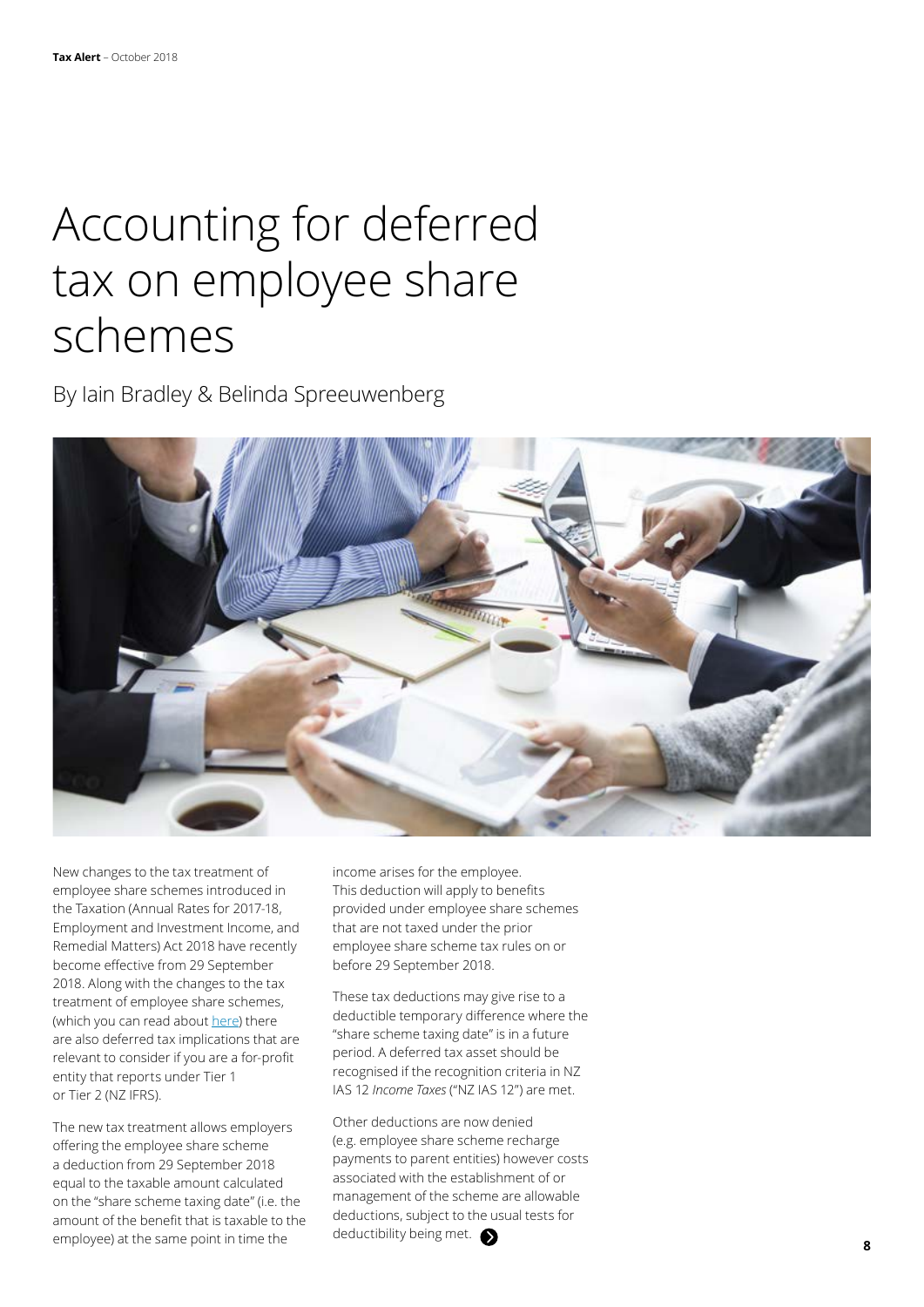# Accounting for deferred tax on employee share schemes

By Iain Bradley & Belinda Spreeuwenberg

New changes to the tax treatment of employee share schemes introduced in the Taxation (Annual Rates for 2017-18, Employment and Investment Income, and Remedial Matters) Act 2018 have recently become effective from 29 September 2018. Along with the changes to the tax treatment of employee share schemes, (which you can read about here) there are also deferred tax implications that are relevant to consider if you are a for-profit entity that reports under Tier 1 or Tier 2 (NZ IFRS).

The new tax treatment allows employers offering the employee share scheme a deduction from 29 September 2018 equal to the taxable amount calculated on the "share scheme taxing date" (i.e. the amount of the benefit that is taxable to the employee) at the same point in time the income arises for the employee. This deduction will apply to benefits provided under employee share schemes that are not taxed under the prior employee share scheme tax rules on or before 29 September 2018.

These tax deductions may give rise to a deductible temporary difference where the "share scheme taxing date" is in a future period. A deferred tax asset should be recognised if the recognition criteria in NZ IAS 12 *Income Taxes* ("NZ IAS 12") are met.

Other deductions are now denied (e.g. employee share scheme recharge payments to parent entities) however costs associated with the establishment of or management of the scheme are allowable deductions, subject to the usual tests for deductibility being met.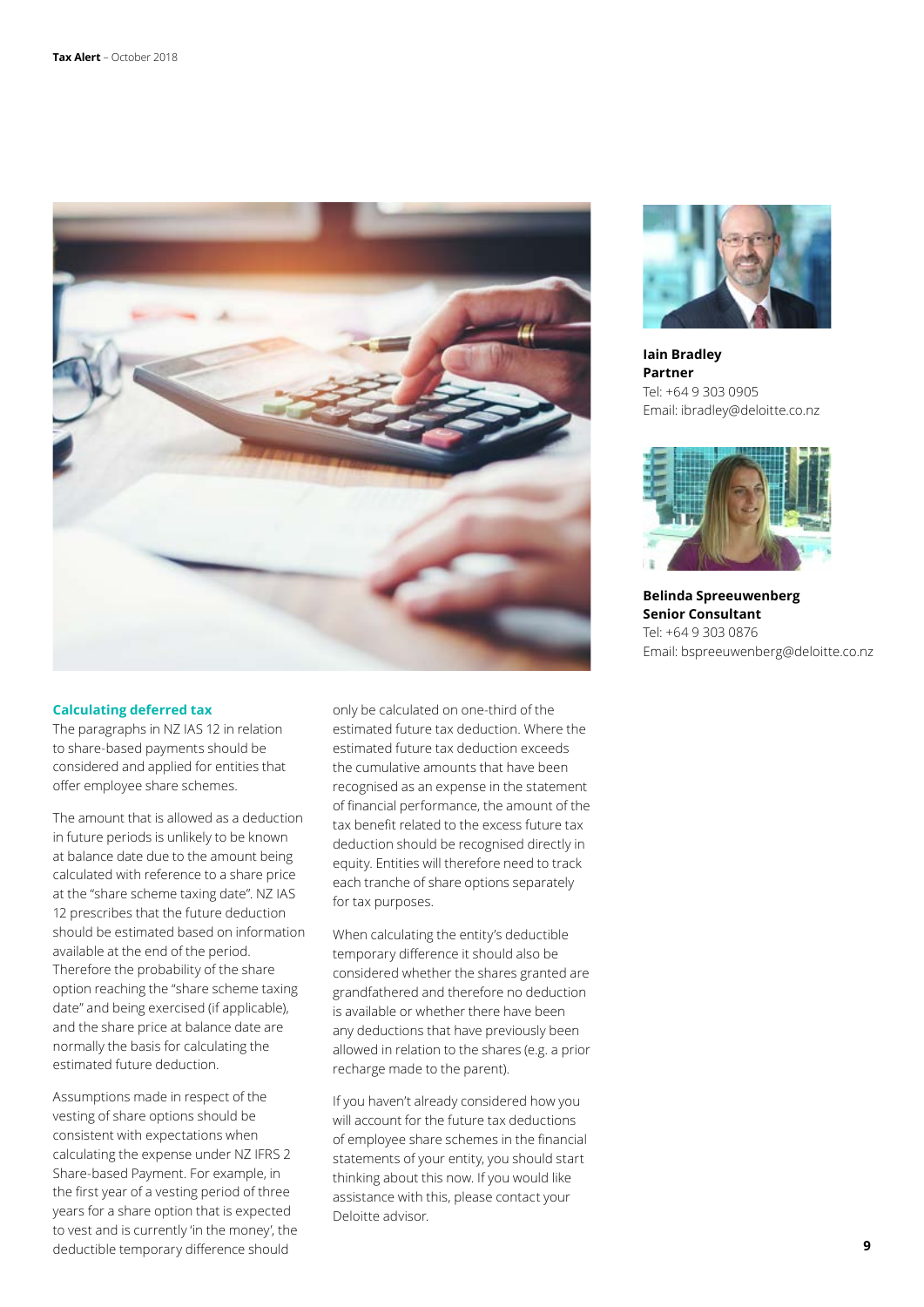### Calculating deferred tax

The paragraphs in NZ IAS 12 in relation to share-based payments should be considered and applied for entities that offer employee share schemes.

The amount that is allowed as a deduction in future periods is unlikely to be known at balance date due to the amount being calculated with reference to a share price at the "share scheme taxing date". NZ IAS 12 prescribes that the future deduction should be estimated based on information available at the end of the period. Therefore the probability of the share option reaching the "share scheme taxing date" and being exercised (if applicable), and the share price at balance date are normally the basis for calculating the estimated future deduction.

Assumptions made in respect of the vesting of share options should be consistent with expectations when calculating the expense under NZ IFRS 2 Share-based Payment. For example, in the first year of a vesting period of three years for a share option that is expected to vest and is currently 'in the money', the deductible temporary difference should only be calculated on one-third of the estimated future tax deduction. Where the estimated future tax deduction exceeds the cumulative amounts that have been recognised as an expense in the statement of financial performance, the amount of the tax benefit related to the excess future tax deduction should be recognised directly in equity. Entities will therefore need to track each tranche of share options separately for tax purposes.

When calculating the entity's deductible temporary difference it should also be considered whether the shares granted are grandfathered and therefore no deduction is available or whether there have been any deductions that have previously been allowed in relation to the shares (e.g. a prior recharge made to the parent).

If you haven't already considered how you will account for the future tax deductions of employee share schemes in the financial statements of your entity, you should start thinking about this now. If you would like assistance with this, please contact your Deloitte advisor.

**Iain Bradley**
**Partner**
Tel: +64 9 303 0905
Email: ibradley@deloitte.co.nz

**Belinda Spreeuwenberg**
**Senior Consultant**
Tel: +64 9 303 0876
Email: bspreeuwenberg@deloitte.co.nz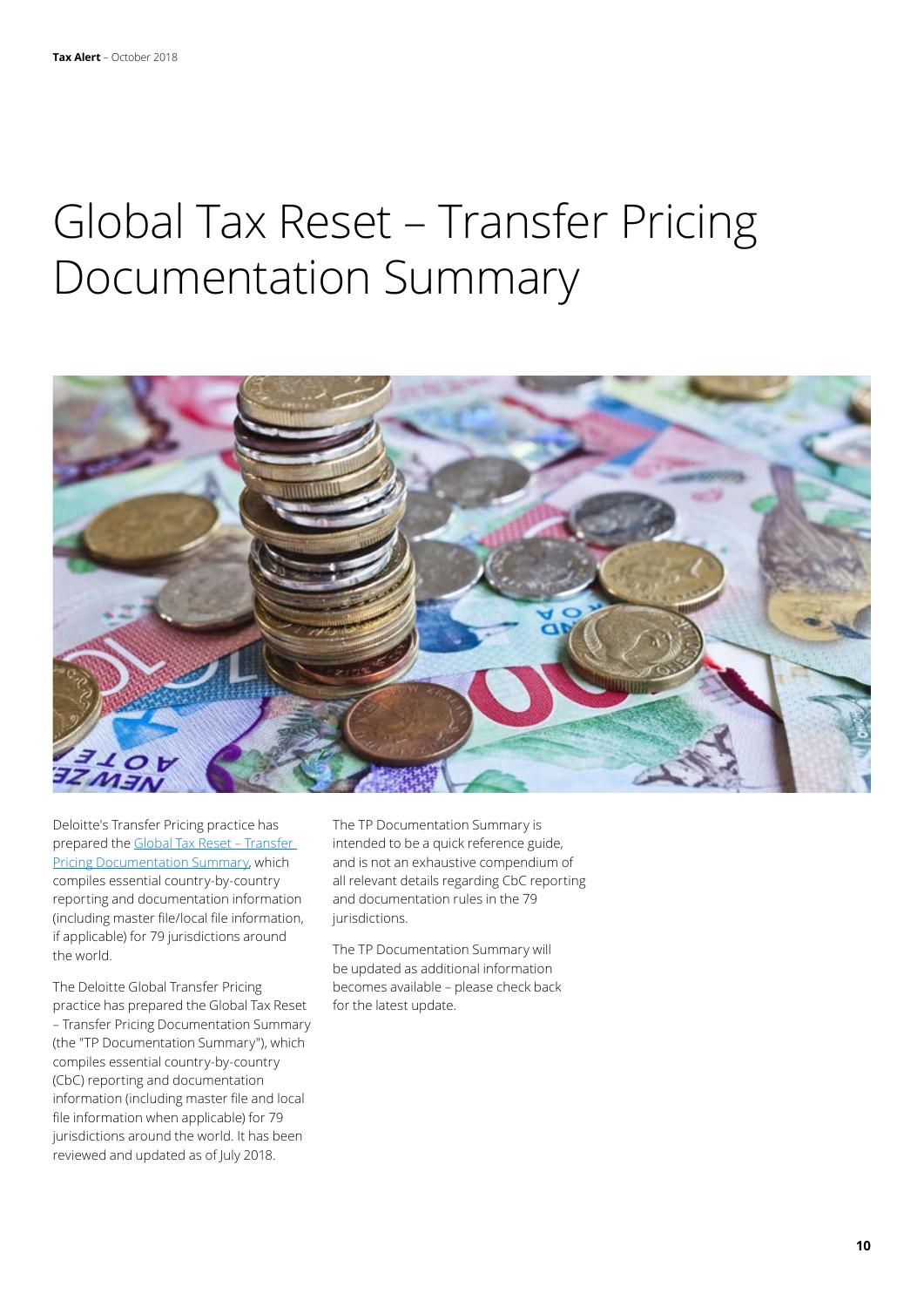# Global Tax Reset – Transfer Pricing Documentation Summary

Deloitte's Transfer Pricing practice has prepared the Global Tax Reset – Transfer Pricing Documentation Summary, which compiles essential country-by-country reporting and documentation information (including master file/local file information, if applicable) for 79 jurisdictions around the world.

The Deloitte Global Transfer Pricing practice has prepared the Global Tax Reset – Transfer Pricing Documentation Summary (the "TP Documentation Summary"), which compiles essential country-by-country (CbC) reporting and documentation information (including master file and local file information when applicable) for 79 jurisdictions around the world. It has been reviewed and updated as of July 2018.

The TP Documentation Summary is intended to be a quick reference guide, and is not an exhaustive compendium of all relevant details regarding CbC reporting and documentation rules in the 79 jurisdictions.

The TP Documentation Summary will be updated as additional information becomes available – please check back for the latest update.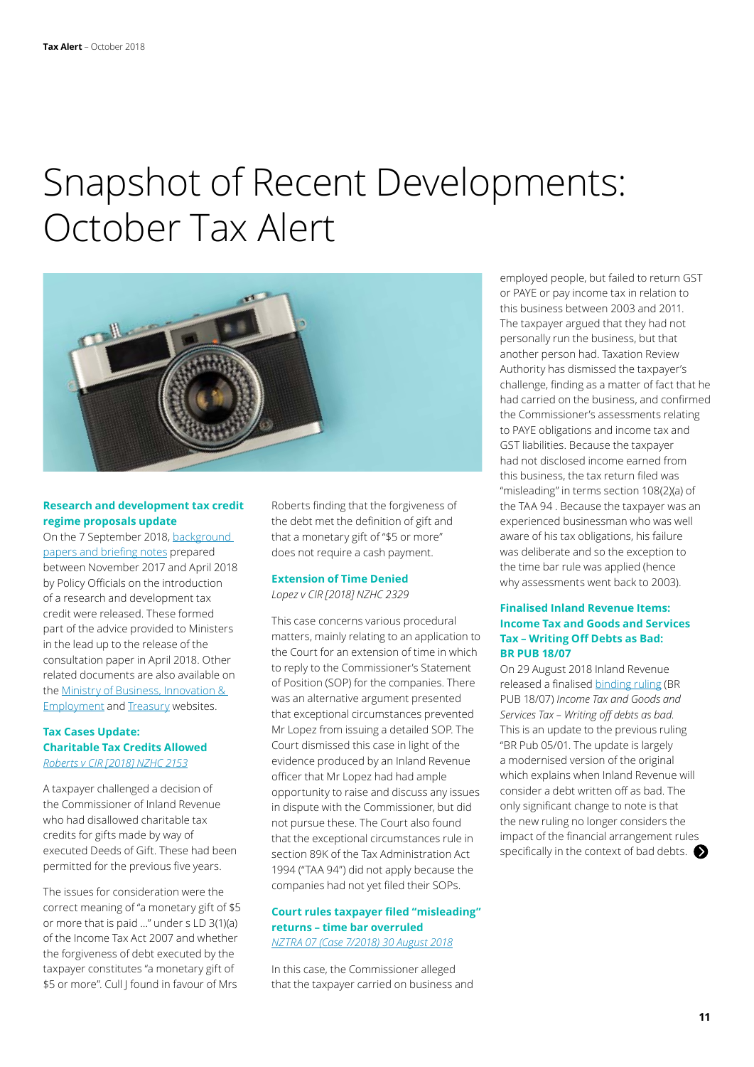# Snapshot of Recent Developments: October Tax Alert

### Research and development tax credit regime proposals update

On the 7 September 2018, background papers and briefing notes prepared between November 2017 and April 2018 by Policy Officials on the introduction of a research and development tax credit were released. These formed part of the advice provided to Ministers in the lead up to the release of the consultation paper in April 2018. Other related documents are also available on the Ministry of Business, Innovation & Employment and Treasury websites.

### Tax Cases Update: Charitable Tax Credits Allowed

*Roberts v CIR [2018] NZHC 2153*

A taxpayer challenged a decision of the Commissioner of Inland Revenue who had disallowed charitable tax credits for gifts made by way of executed Deeds of Gift. These had been permitted for the previous five years.

The issues for consideration were the correct meaning of "a monetary gift of $5 or more that is paid …" under s LD 3(1)(a) of the Income Tax Act 2007 and whether the forgiveness of debt executed by the taxpayer constitutes "a monetary gift of $5 or more". Cull J found in favour of Mrs Roberts finding that the forgiveness of the debt met the definition of gift and that a monetary gift of "$5 or more" does not require a cash payment.

### Extension of Time Denied

*Lopez v CIR [2018] NZHC 2329*

This case concerns various procedural matters, mainly relating to an application to the Court for an extension of time in which to reply to the Commissioner's Statement of Position (SOP) for the companies. There was an alternative argument presented that exceptional circumstances prevented Mr Lopez from issuing a detailed SOP. The Court dismissed this case in light of the evidence produced by an Inland Revenue officer that Mr Lopez had had ample opportunity to raise and discuss any issues in dispute with the Commissioner, but did not pursue these. The Court also found that the exceptional circumstances rule in section 89K of the Tax Administration Act 1994 ("TAA 94") did not apply because the companies had not yet filed their SOPs.

### Court rules taxpayer filed "misleading" returns – time bar overruled

*NZTRA 07 (Case 7/2018) 30 August 2018*

In this case, the Commissioner alleged that the taxpayer carried on business and employed people, but failed to return GST or PAYE or pay income tax in relation to this business between 2003 and 2011. The taxpayer argued that they had not personally run the business, but that another person had. Taxation Review Authority has dismissed the taxpayer's challenge, finding as a matter of fact that he had carried on the business, and confirmed the Commissioner's assessments relating to PAYE obligations and income tax and GST liabilities. Because the taxpayer had not disclosed income earned from this business, the tax return filed was "misleading" in terms section 108(2)(a) of the TAA 94 . Because the taxpayer was an experienced businessman who was well aware of his tax obligations, his failure was deliberate and so the exception to the time bar rule was applied (hence why assessments went back to 2003).

### Finalised Inland Revenue Items: Income Tax and Goods and Services Tax – Writing Off Debts as Bad: BR PUB 18/07

On 29 August 2018 Inland Revenue released a finalised binding ruling (BR PUB 18/07) *Income Tax and Goods and Services Tax – Writing off debts as bad*. This is an update to the previous ruling "BR Pub 05/01. The update is largely a modernised version of the original which explains when Inland Revenue will consider a debt written off as bad. The only significant change to note is that the new ruling no longer considers the impact of the financial arrangement rules specifically in the context of bad debts.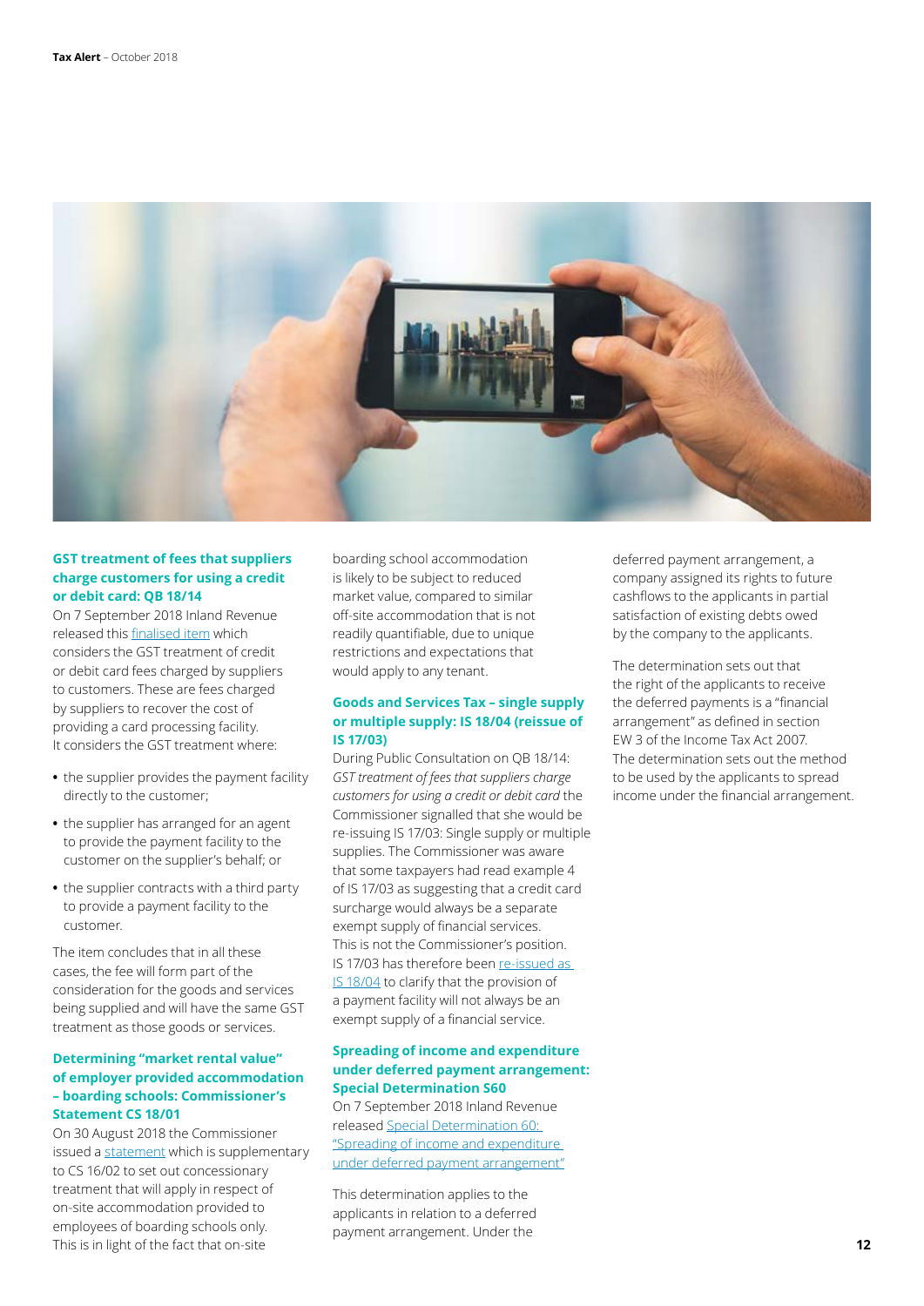### GST treatment of fees that suppliers charge customers for using a credit or debit card: QB 18/14

On 7 September 2018 Inland Revenue released this finalised item which considers the GST treatment of credit or debit card fees charged by suppliers to customers. These are fees charged by suppliers to recover the cost of providing a card processing facility. It considers the GST treatment where:

- the supplier provides the payment facility directly to the customer;
- the supplier has arranged for an agent to provide the payment facility to the customer on the supplier's behalf; or
- the supplier contracts with a third party to provide a payment facility to the customer.

The item concludes that in all these cases, the fee will form part of the consideration for the goods and services being supplied and will have the same GST treatment as those goods or services.

### Determining "market rental value" of employer provided accommodation – boarding schools: Commissioner's Statement CS 18/01

On 30 August 2018 the Commissioner issued a statement which is supplementary to CS 16/02 to set out concessionary treatment that will apply in respect of on-site accommodation provided to employees of boarding schools only. This is in light of the fact that on-site boarding school accommodation is likely to be subject to reduced market value, compared to similar off-site accommodation that is not readily quantifiable, due to unique restrictions and expectations that would apply to any tenant.

### Goods and Services Tax – single supply or multiple supply: IS 18/04 (reissue of IS 17/03)

During Public Consultation on QB 18/14: *GST treatment of fees that suppliers charge customers for using a credit or debit card* the Commissioner signalled that she would be re-issuing IS 17/03: Single supply or multiple supplies. The Commissioner was aware that some taxpayers had read example 4 of IS 17/03 as suggesting that a credit card surcharge would always be a separate exempt supply of financial services. This is not the Commissioner's position. IS 17/03 has therefore been re-issued as IS 18/04 to clarify that the provision of a payment facility will not always be an exempt supply of a financial service.

### Spreading of income and expenditure under deferred payment arrangement: Special Determination S60

On 7 September 2018 Inland Revenue released Special Determination 60: "Spreading of income and expenditure under deferred payment arrangement"

This determination applies to the applicants in relation to a deferred payment arrangement. Under the deferred payment arrangement, a company assigned its rights to future cashflows to the applicants in partial satisfaction of existing debts owed by the company to the applicants.

The determination sets out that the right of the applicants to receive the deferred payments is a "financial arrangement" as defined in section EW 3 of the Income Tax Act 2007. The determination sets out the method to be used by the applicants to spread income under the financial arrangement.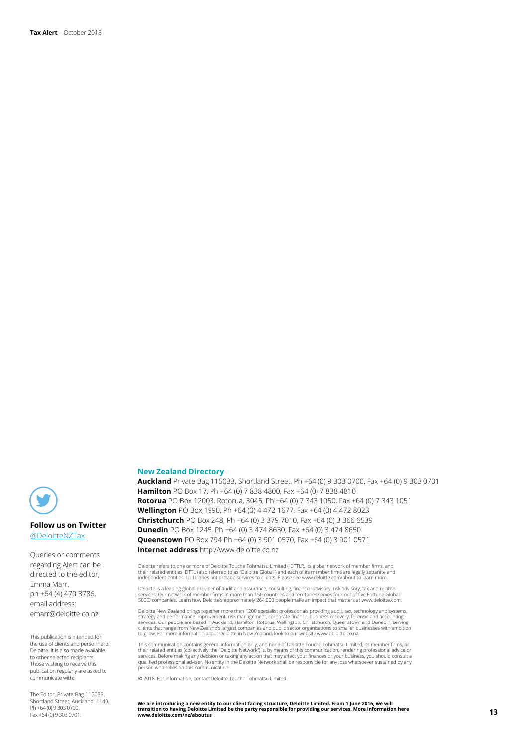**Follow us on Twitter**
@DeloitteNZTax

Queries or comments regarding Alert can be directed to the editor, Emma Marr, ph +64 (4) 470 3786, email address: emarr@deloitte.co.nz.

This publication is intended for the use of clients and personnel of Deloitte. It is also made available to other selected recipients. Those wishing to receive this publication regularly are asked to communicate with:

The Editor, Private Bag 115033, Shortland Street, Auckland, 1140. Ph +64 (0) 9 303 0700. Fax +64 (0) 9 303 0701.

## New Zealand Directory

**Auckland** Private Bag 115033, Shortland Street, Ph +64 (0) 9 303 0700, Fax +64 (0) 9 303 0701
**Hamilton** PO Box 17, Ph +64 (0) 7 838 4800, Fax +64 (0) 7 838 4810
**Rotorua** PO Box 12003, Rotorua, 3045, Ph +64 (0) 7 343 1050, Fax +64 (0) 7 343 1051
**Wellington** PO Box 1990, Ph +64 (0) 4 472 1677, Fax +64 (0) 4 472 8023
**Christchurch** PO Box 248, Ph +64 (0) 3 379 7010, Fax +64 (0) 3 366 6539
**Dunedin** PO Box 1245, Ph +64 (0) 3 474 8630, Fax +64 (0) 3 474 8650
**Queenstown** PO Box 794 Ph +64 (0) 3 901 0570, Fax +64 (0) 3 901 0571
**Internet address** http://www.deloitte.co.nz

Deloitte refers to one or more of Deloitte Touche Tohmatsu Limited ("DTTL"), its global network of member firms, and their related entities. DTTL (also referred to as "Deloitte Global") and each of its member firms are legally separate and independent entities. DTTL does not provide services to clients. Please see www.deloitte.com/about to learn more.

Deloitte is a leading global provider of audit and assurance, consulting, financial advisory, risk advisory, tax and related services. Our network of member firms in more than 150 countries and territories serves four out of five Fortune Global 500® companies. Learn how Deloitte's approximately 264,000 people make an impact that matters at www.deloitte.com.

Deloitte New Zealand brings together more than 1200 specialist professionals providing audit, tax, technology and systems, strategy and performance improvement, risk management, corporate finance, business recovery, forensic and accounting services. Our people are based in Auckland, Hamilton, Rotorua, Wellington, Christchurch, Queenstown and Dunedin, serving clients that range from New Zealand's largest companies and public sector organisations to smaller businesses with ambition to grow. For more information about Deloitte in New Zealand, look to our website www.deloitte.co.nz.

This communication contains general information only, and none of Deloitte Touche Tohmatsu Limited, its member firms, or their related entities (collectively, the "Deloitte Network") is, by means of this communication, rendering professional advice or services. Before making any decision or taking any action that may affect your finances or your business, you should consult a qualified professional adviser. No entity in the Deloitte Network shall be responsible for any loss whatsoever sustained by any person who relies on this communication.

© 2018. For information, contact Deloitte Touche Tohmatsu Limited.

**We are introducing a new entity to our client facing structure, Deloitte Limited. From 1 June 2016, we will transition to having Deloitte Limited be the party responsible for providing our services. More information here www.deloitte.com/nz/aboutus**